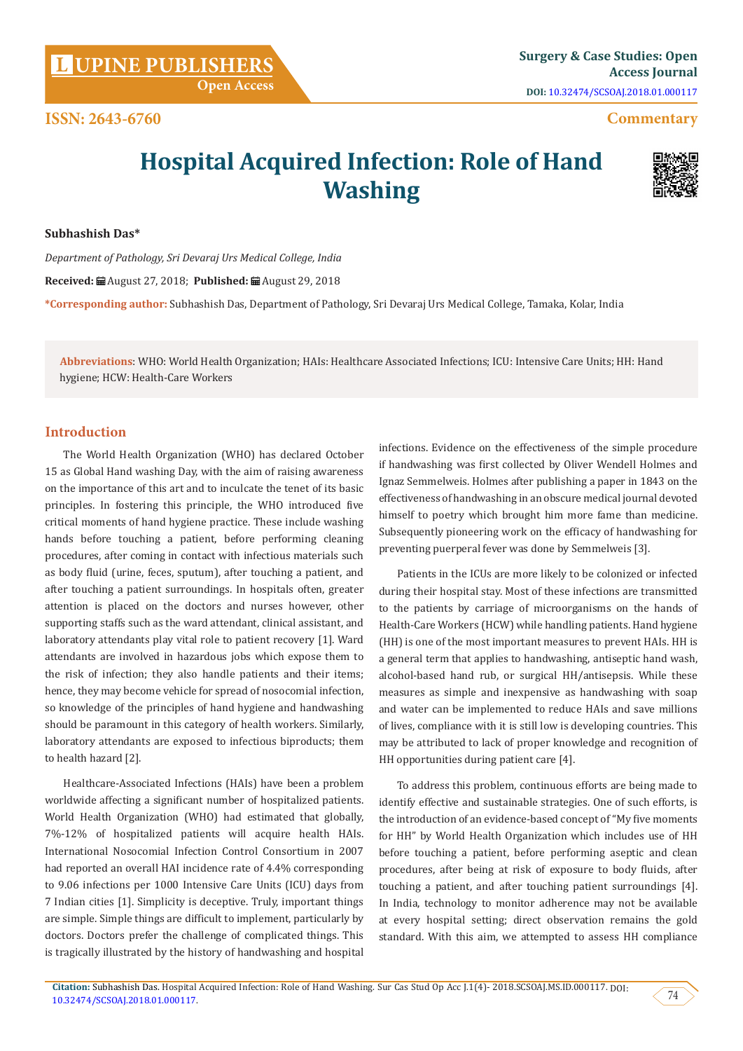# Hospital Acquired Infection: Role of Hand Washing

**Subhashish Das***

*Department of Pathology, Sri Devaraj Urs Medical College, India*

**Received:** August 27, 2018; **Published:** August 29, 2018

***Corresponding author:** Subhashish Das, Department of Pathology, Sri Devaraj Urs Medical College, Tamaka, Kolar, India

**Abbreviations**: WHO: World Health Organization; HAIs: Healthcare Associated Infections; ICU: Intensive Care Units; HH: Hand hygiene; HCW: Health-Care Workers

## Introduction

The World Health Organization (WHO) has declared October 15 as Global Hand washing Day, with the aim of raising awareness on the importance of this art and to inculcate the tenet of its basic principles. In fostering this principle, the WHO introduced five critical moments of hand hygiene practice. These include washing hands before touching a patient, before performing cleaning procedures, after coming in contact with infectious materials such as body fluid (urine, feces, sputum), after touching a patient, and after touching a patient surroundings. In hospitals often, greater attention is placed on the doctors and nurses however, other supporting staffs such as the ward attendant, clinical assistant, and laboratory attendants play vital role to patient recovery [1]. Ward attendants are involved in hazardous jobs which expose them to the risk of infection; they also handle patients and their items; hence, they may become vehicle for spread of nosocomial infection, so knowledge of the principles of hand hygiene and handwashing should be paramount in this category of health workers. Similarly, laboratory attendants are exposed to infectious biproducts; them to health hazard [2].

Healthcare-Associated Infections (HAIs) have been a problem worldwide affecting a significant number of hospitalized patients. World Health Organization (WHO) had estimated that globally, 7%-12% of hospitalized patients will acquire health HAIs. International Nosocomial Infection Control Consortium in 2007 had reported an overall HAI incidence rate of 4.4% corresponding to 9.06 infections per 1000 Intensive Care Units (ICU) days from 7 Indian cities [1]. Simplicity is deceptive. Truly, important things are simple. Simple things are difficult to implement, particularly by doctors. Doctors prefer the challenge of complicated things. This is tragically illustrated by the history of handwashing and hospital infections. Evidence on the effectiveness of the simple procedure if handwashing was first collected by Oliver Wendell Holmes and Ignaz Semmelweis. Holmes after publishing a paper in 1843 on the effectiveness of handwashing in an obscure medical journal devoted himself to poetry which brought him more fame than medicine. Subsequently pioneering work on the efficacy of handwashing for preventing puerperal fever was done by Semmelweis [3].

Patients in the ICUs are more likely to be colonized or infected during their hospital stay. Most of these infections are transmitted to the patients by carriage of microorganisms on the hands of Health-Care Workers (HCW) while handling patients. Hand hygiene (HH) is one of the most important measures to prevent HAIs. HH is a general term that applies to handwashing, antiseptic hand wash, alcohol-based hand rub, or surgical HH/antisepsis. While these measures as simple and inexpensive as handwashing with soap and water can be implemented to reduce HAIs and save millions of lives, compliance with it is still low is developing countries. This may be attributed to lack of proper knowledge and recognition of HH opportunities during patient care [4].

To address this problem, continuous efforts are being made to identify effective and sustainable strategies. One of such efforts, is the introduction of an evidence-based concept of "My five moments for HH" by World Health Organization which includes use of HH before touching a patient, before performing aseptic and clean procedures, after being at risk of exposure to body fluids, after touching a patient, and after touching patient surroundings [4]. In India, technology to monitor adherence may not be available at every hospital setting; direct observation remains the gold standard. With this aim, we attempted to assess HH compliance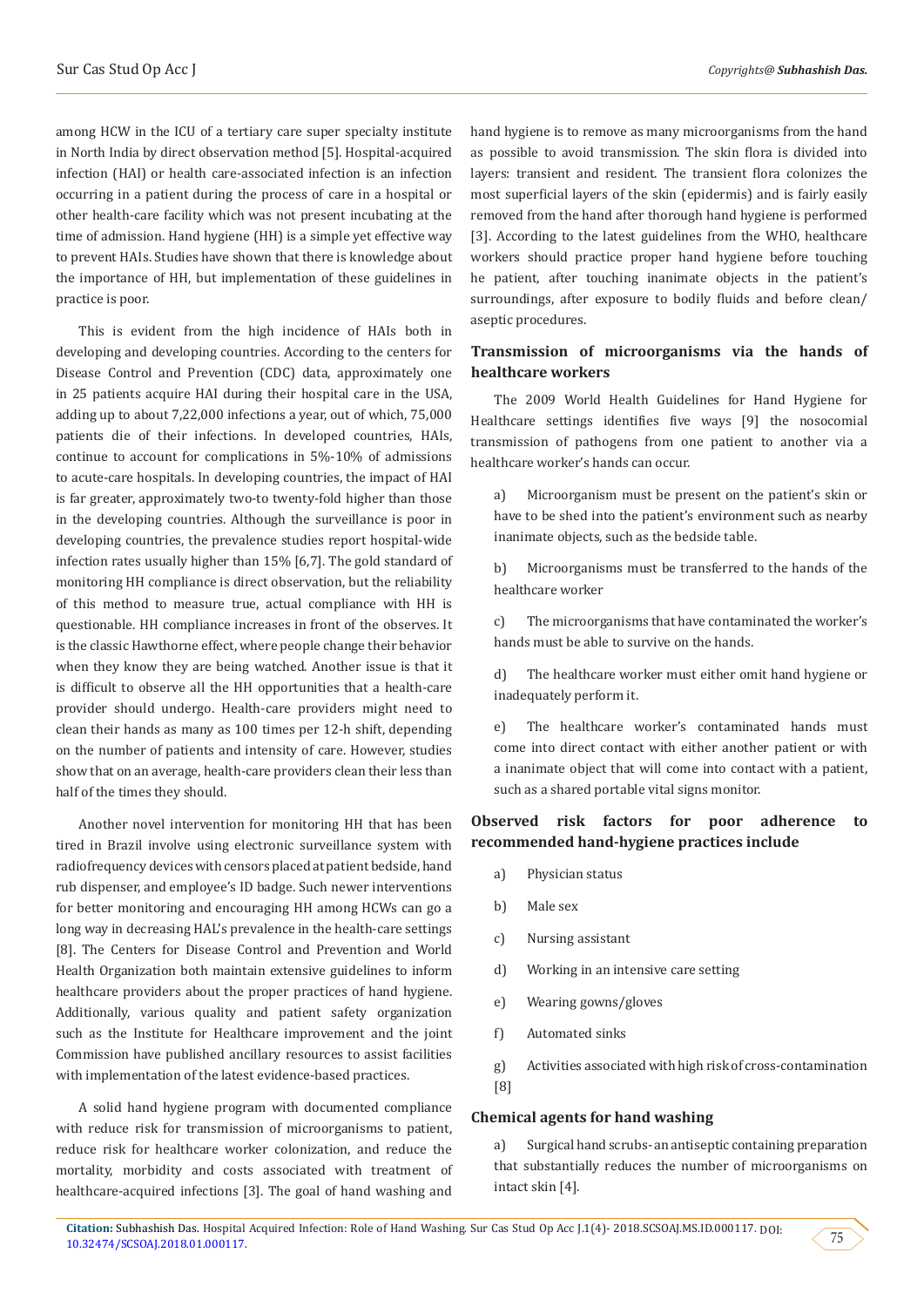among HCW in the ICU of a tertiary care super specialty institute in North India by direct observation method [5]. Hospital-acquired infection (HAI) or health care-associated infection is an infection occurring in a patient during the process of care in a hospital or other health-care facility which was not present incubating at the time of admission. Hand hygiene (HH) is a simple yet effective way to prevent HAIs. Studies have shown that there is knowledge about the importance of HH, but implementation of these guidelines in practice is poor.

This is evident from the high incidence of HAIs both in developing and developing countries. According to the centers for Disease Control and Prevention (CDC) data, approximately one in 25 patients acquire HAI during their hospital care in the USA, adding up to about 7,22,000 infections a year, out of which, 75,000 patients die of their infections. In developed countries, HAIs, continue to account for complications in 5%-10% of admissions to acute-care hospitals. In developing countries, the impact of HAI is far greater, approximately two-to twenty-fold higher than those in the developing countries. Although the surveillance is poor in developing countries, the prevalence studies report hospital-wide infection rates usually higher than 15% [6,7]. The gold standard of monitoring HH compliance is direct observation, but the reliability of this method to measure true, actual compliance with HH is questionable. HH compliance increases in front of the observes. It is the classic Hawthorne effect, where people change their behavior when they know they are being watched. Another issue is that it is difficult to observe all the HH opportunities that a health-care provider should undergo. Health-care providers might need to clean their hands as many as 100 times per 12-h shift, depending on the number of patients and intensity of care. However, studies show that on an average, health-care providers clean their less than half of the times they should.

Another novel intervention for monitoring HH that has been tired in Brazil involve using electronic surveillance system with radiofrequency devices with censors placed at patient bedside, hand rub dispenser, and employee's ID badge. Such newer interventions for better monitoring and encouraging HH among HCWs can go a long way in decreasing HAL's prevalence in the health-care settings [8]. The Centers for Disease Control and Prevention and World Health Organization both maintain extensive guidelines to inform healthcare providers about the proper practices of hand hygiene. Additionally, various quality and patient safety organization such as the Institute for Healthcare improvement and the joint Commission have published ancillary resources to assist facilities with implementation of the latest evidence-based practices.

A solid hand hygiene program with documented compliance with reduce risk for transmission of microorganisms to patient, reduce risk for healthcare worker colonization, and reduce the mortality, morbidity and costs associated with treatment of healthcare-acquired infections [3]. The goal of hand washing and hand hygiene is to remove as many microorganisms from the hand as possible to avoid transmission. The skin flora is divided into layers: transient and resident. The transient flora colonizes the most superficial layers of the skin (epidermis) and is fairly easily removed from the hand after thorough hand hygiene is performed [3]. According to the latest guidelines from the WHO, healthcare workers should practice proper hand hygiene before touching he patient, after touching inanimate objects in the patient's surroundings, after exposure to bodily fluids and before clean/aseptic procedures.

## Transmission of microorganisms via the hands of healthcare workers

The 2009 World Health Guidelines for Hand Hygiene for Healthcare settings identifies five ways [9] the nosocomial transmission of pathogens from one patient to another via a healthcare worker's hands can occur.

a) Microorganism must be present on the patient's skin or have to be shed into the patient's environment such as nearby inanimate objects, such as the bedside table.

b) Microorganisms must be transferred to the hands of the healthcare worker

c) The microorganisms that have contaminated the worker's hands must be able to survive on the hands.

d) The healthcare worker must either omit hand hygiene or inadequately perform it.

e) The healthcare worker's contaminated hands must come into direct contact with either another patient or with a inanimate object that will come into contact with a patient, such as a shared portable vital signs monitor.

## Observed risk factors for poor adherence to recommended hand-hygiene practices include

a) Physician status

b) Male sex

c) Nursing assistant

d) Working in an intensive care setting

e) Wearing gowns/gloves

f) Automated sinks

g) Activities associated with high risk of cross-contamination [8]

## Chemical agents for hand washing

a) Surgical hand scrubs- an antiseptic containing preparation that substantially reduces the number of microorganisms on intact skin [4].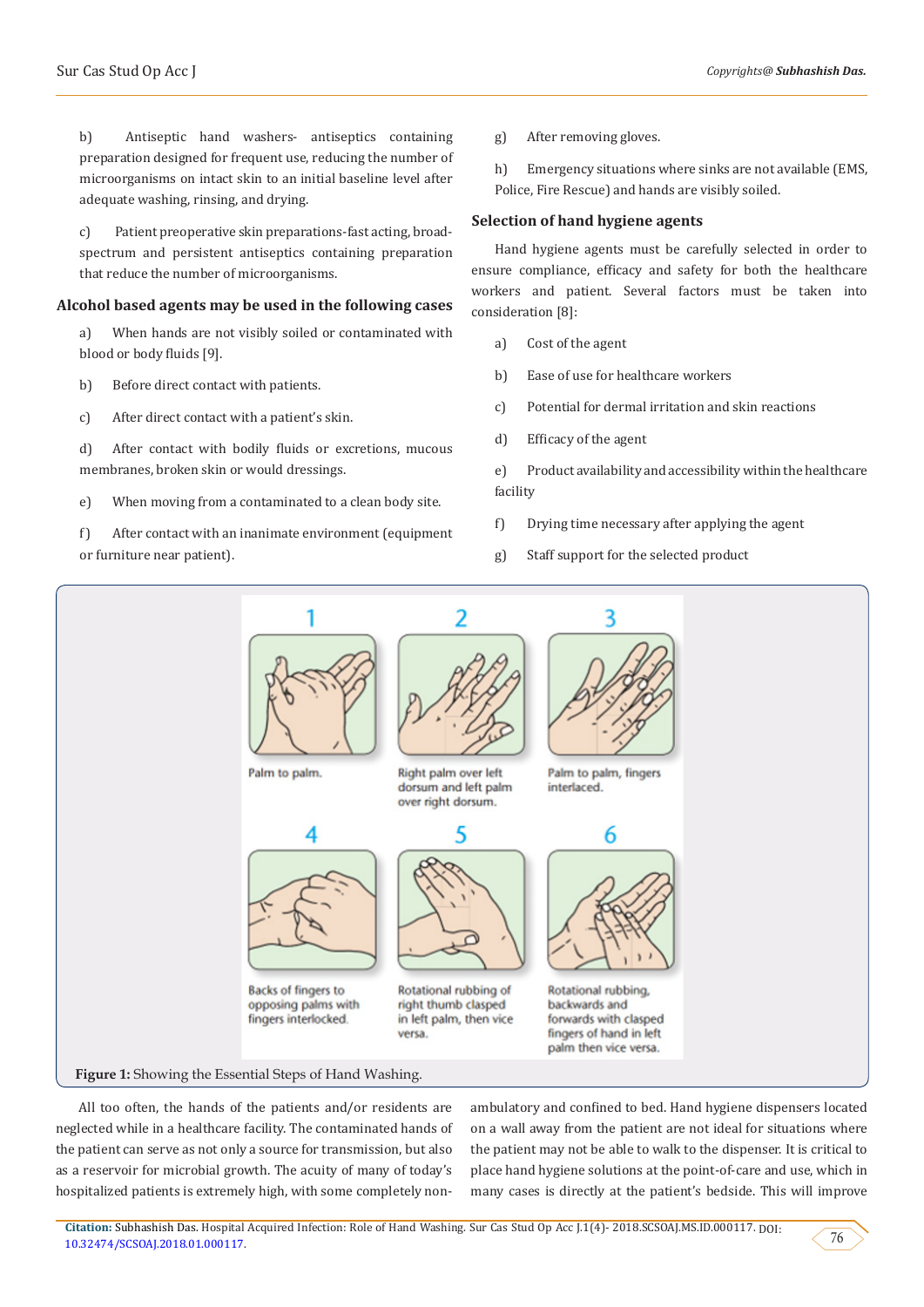b) Antiseptic hand washers- antiseptics containing preparation designed for frequent use, reducing the number of microorganisms on intact skin to an initial baseline level after adequate washing, rinsing, and drying.

c) Patient preoperative skin preparations-fast acting, broad-spectrum and persistent antiseptics containing preparation that reduce the number of microorganisms.

### Alcohol based agents may be used in the following cases

a) When hands are not visibly soiled or contaminated with blood or body fluids [9].

b) Before direct contact with patients.

c) After direct contact with a patient's skin.

d) After contact with bodily fluids or excretions, mucous membranes, broken skin or would dressings.

e) When moving from a contaminated to a clean body site.

f) After contact with an inanimate environment (equipment or furniture near patient).

g) After removing gloves.

h) Emergency situations where sinks are not available (EMS, Police, Fire Rescue) and hands are visibly soiled.

### Selection of hand hygiene agents

Hand hygiene agents must be carefully selected in order to ensure compliance, efficacy and safety for both the healthcare workers and patient. Several factors must be taken into consideration [8]:

a) Cost of the agent

b) Ease of use for healthcare workers

c) Potential for dermal irritation and skin reactions

d) Efficacy of the agent

e) Product availability and accessibility within the healthcare facility

f) Drying time necessary after applying the agent

g) Staff support for the selected product

1 Palm to palm.

2 Right palm over left dorsum and left palm over right dorsum.

3 Palm to palm, fingers interlaced.

4 Backs of fingers to opposing palms with fingers interlocked.

5 Rotational rubbing of right thumb clasped in left palm, then vice versa.

6 Rotational rubbing, backwards and forwards with clasped fingers of hand in left palm then vice versa.

**Figure 1:** Showing the Essential Steps of Hand Washing.

All too often, the hands of the patients and/or residents are neglected while in a healthcare facility. The contaminated hands of the patient can serve as not only a source for transmission, but also as a reservoir for microbial growth. The acuity of many of today's hospitalized patients is extremely high, with some completely non-ambulatory and confined to bed. Hand hygiene dispensers located on a wall away from the patient are not ideal for situations where the patient may not be able to walk to the dispenser. It is critical to place hand hygiene solutions at the point-of-care and use, which in many cases is directly at the patient's bedside. This will improve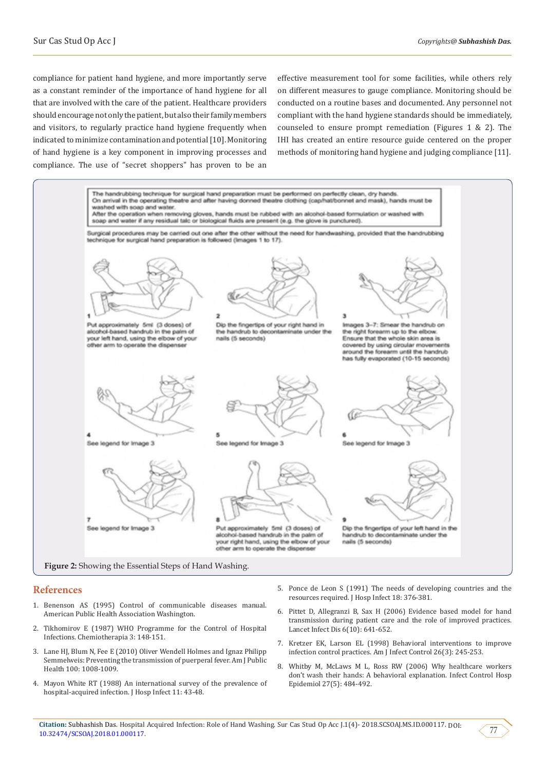compliance for patient hand hygiene, and more importantly serve as a constant reminder of the importance of hand hygiene for all that are involved with the care of the patient. Healthcare providers should encourage not only the patient, but also their family members and visitors, to regularly practice hand hygiene frequently when indicated to minimize contamination and potential [10]. Monitoring of hand hygiene is a key component in improving processes and compliance. The use of "secret shoppers" has proven to be an effective measurement tool for some facilities, while others rely on different measures to gauge compliance. Monitoring should be conducted on a routine bases and documented. Any personnel not compliant with the hand hygiene standards should be immediately, counseled to ensure prompt remediation (Figures 1 & 2). The IHI has created an entire resource guide centered on the proper methods of monitoring hand hygiene and judging compliance [11].

The handrubbing technique for surgical hand preparation must be performed on perfectly clean, dry hands. On arrival in the operating theatre and after having donned theatre clothing (cap/hat/bonnet and mask), hands must be washed with soap and water. After the operation when removing gloves, hands must be rubbed with an alcohol-based formulation or washed with soap and water if any residual talc or biological fluids are present (e.g. the glove is punctured).

Surgical procedures may be carried out one after the other without the need for handwashing, provided that the handrubbing technique for surgical hand preparation is followed (Images 1 to 17).

1. Put approximately 5ml (3 doses) of alcohol-based handrub in the palm of your left hand, using the elbow of your other arm to operate the dispenser
2. Dip the fingertips of your right hand in the handrub to decontaminate under the nails (5 seconds)
3. Images 3–7: Smear the handrub on the right forearm up to the elbow. Ensure that the whole skin area is covered by using circular movements around the forearm until the handrub has fully evaporated (10-15 seconds)
4. See legend for Image 3
5. See legend for Image 3
6. See legend for Image 3
7. See legend for Image 3
8. Put approximately 5ml (3 doses) of alcohol-based handrub in the palm of your right hand, using the elbow of your other arm to operate the dispenser
9. Dip the fingertips of your left hand in the handrub to decontaminate under the nails (5 seconds)

**Figure 2:** Showing the Essential Steps of Hand Washing.

## References

1. Benenson AS (1995) Control of communicable diseases manual. American Public Health Association Washington.
2. Tikhomirov E (1987) WHO Programme for the Control of Hospital Infections. Chemiotherapia 3: 148-151.
3. Lane HJ, Blum N, Fee E (2010) Oliver Wendell Holmes and Ignaz Philipp Semmelweis: Preventing the transmission of puerperal fever. Am J Public Health 100: 1008-1009.
4. Mayon White RT (1988) An international survey of the prevalence of hospital-acquired infection. J Hosp Infect 11: 43-48.
5. Ponce de Leon S (1991) The needs of developing countries and the resources required. J Hosp Infect 18: 376-381.
6. Pittet D, Allegranzi B, Sax H (2006) Evidence based model for hand transmission during patient care and the role of improved practices. Lancet Infect Dis 6(10): 641-652.
7. Kretzer EK, Larson EL (1998) Behavioral interventions to improve infection control practices. Am J Infect Control 26(3): 245-253.
8. Whitby M, McLaws M L, Ross RW (2006) Why healthcare workers don't wash their hands: A behavioral explanation. Infect Control Hosp Epidemiol 27(5): 484-492.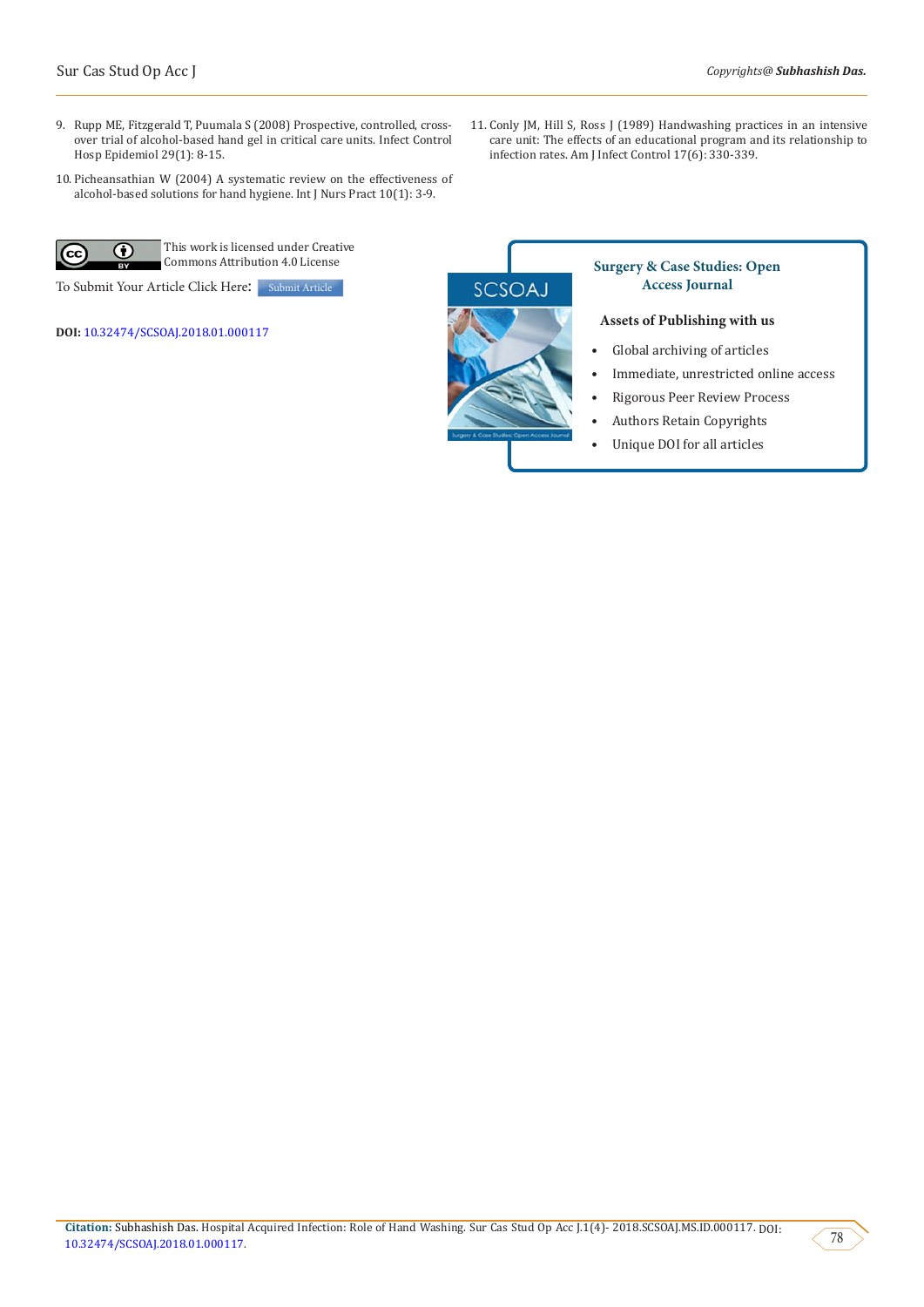9. Rupp ME, Fitzgerald T, Puumala S (2008) Prospective, controlled, cross-over trial of alcohol-based hand gel in critical care units. Infect Control Hosp Epidemiol 29(1): 8-15.

10. Picheansathian W (2004) A systematic review on the effectiveness of alcohol-based solutions for hand hygiene. Int J Nurs Pract 10(1): 3-9.

11. Conly JM, Hill S, Ross J (1989) Handwashing practices in an intensive care unit: The effects of an educational program and its relationship to infection rates. Am J Infect Control 17(6): 330-339.

This work is licensed under Creative Commons Attribution 4.0 License

To Submit Your Article Click Here: Submit Article

**DOI:** 10.32474/SCSOAJ.2018.01.000117

**Surgery & Case Studies: Open Access Journal**

**Assets of Publishing with us**

- Global archiving of articles
- Immediate, unrestricted online access
- Rigorous Peer Review Process
- Authors Retain Copyrights
- Unique DOI for all articles

**Citation:** Subhashish Das. Hospital Acquired Infection: Role of Hand Washing. Sur Cas Stud Op Acc J.1(4)- 2018.SCSOAJ.MS.ID.000117. DOI: 10.32474/SCSOAJ.2018.01.000117.